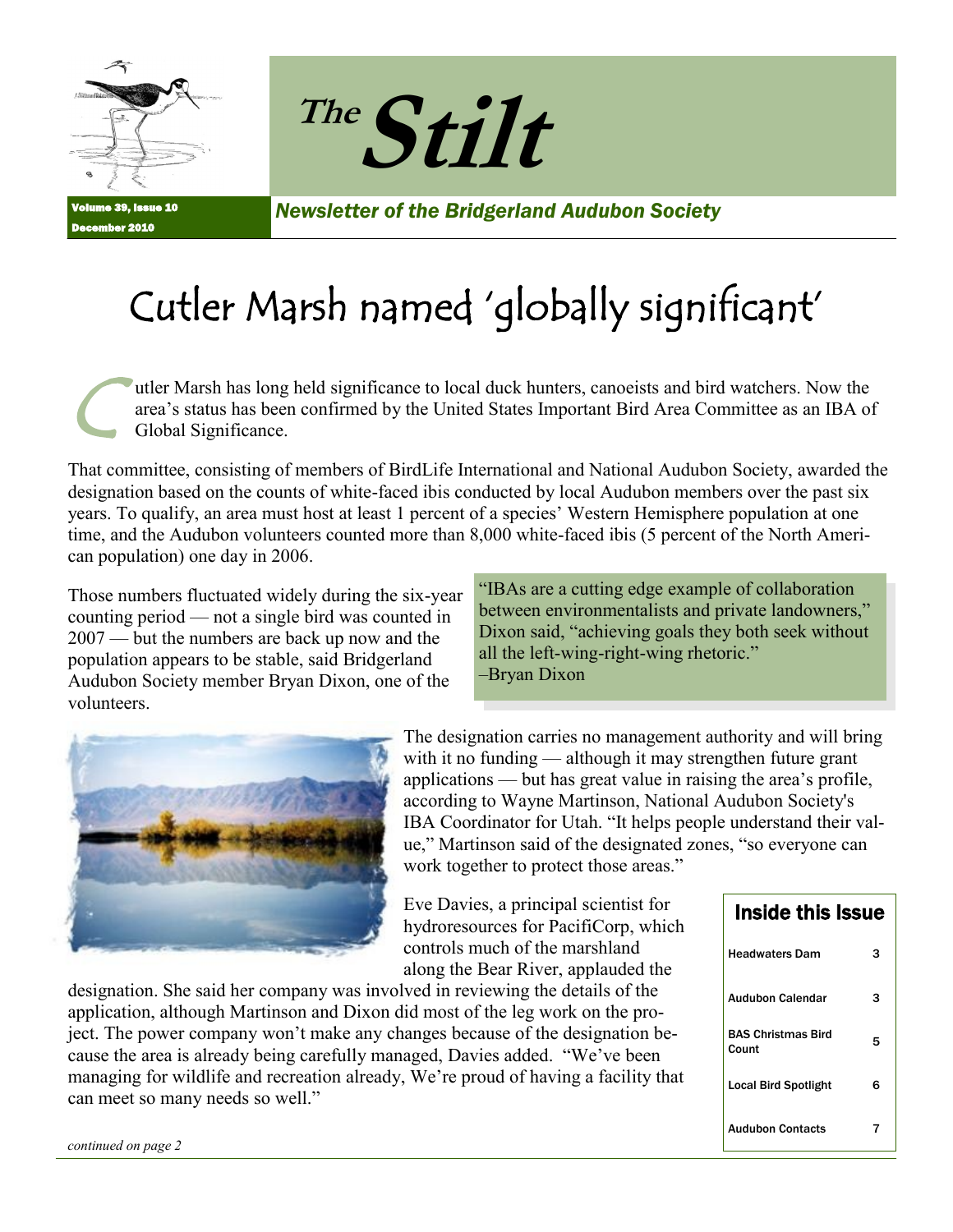# *The* Stilt

Volume 39, Issue 10
December 2010

*Newsletter of the Bridgerland Audubon Society*

# Cutler Marsh named 'globally significant'

Cutler Marsh has long held significance to local duck hunters, canoeists and bird watchers. Now the area's status has been confirmed by the United States Important Bird Area Committee as an IBA of Global Significance.

That committee, consisting of members of BirdLife International and National Audubon Society, awarded the designation based on the counts of white-faced ibis conducted by local Audubon members over the past six years. To qualify, an area must host at least 1 percent of a species' Western Hemisphere population at one time, and the Audubon volunteers counted more than 8,000 white-faced ibis (5 percent of the North American population) one day in 2006.

Those numbers fluctuated widely during the six-year counting period — not a single bird was counted in 2007 — but the numbers are back up now and the population appears to be stable, said Bridgerland Audubon Society member Bryan Dixon, one of the volunteers.

> "IBAs are a cutting edge example of collaboration between environmentalists and private landowners," Dixon said, "achieving goals they both seek without all the left-wing-right-wing rhetoric."
> –Bryan Dixon

The designation carries no management authority and will bring with it no funding — although it may strengthen future grant applications — but has great value in raising the area's profile, according to Wayne Martinson, National Audubon Society's IBA Coordinator for Utah. "It helps people understand their value," Martinson said of the designated zones, "so everyone can work together to protect those areas."

Eve Davies, a principal scientist for hydroresources for PacifiCorp, which controls much of the marshland along the Bear River, applauded the designation. She said her company was involved in reviewing the details of the application, although Martinson and Dixon did most of the leg work on the project. The power company won't make any changes because of the designation because the area is already being carefully managed, Davies added. "We've been managing for wildlife and recreation already, We're proud of having a facility that can meet so many needs so well."

*continued on page 2*

### Inside this Issue

| | |
|---|---|
| Headwaters Dam | 3 |
| Audubon Calendar | 3 |
| BAS Christmas Bird Count | 5 |
| Local Bird Spotlight | 6 |
| Audubon Contacts | 7 |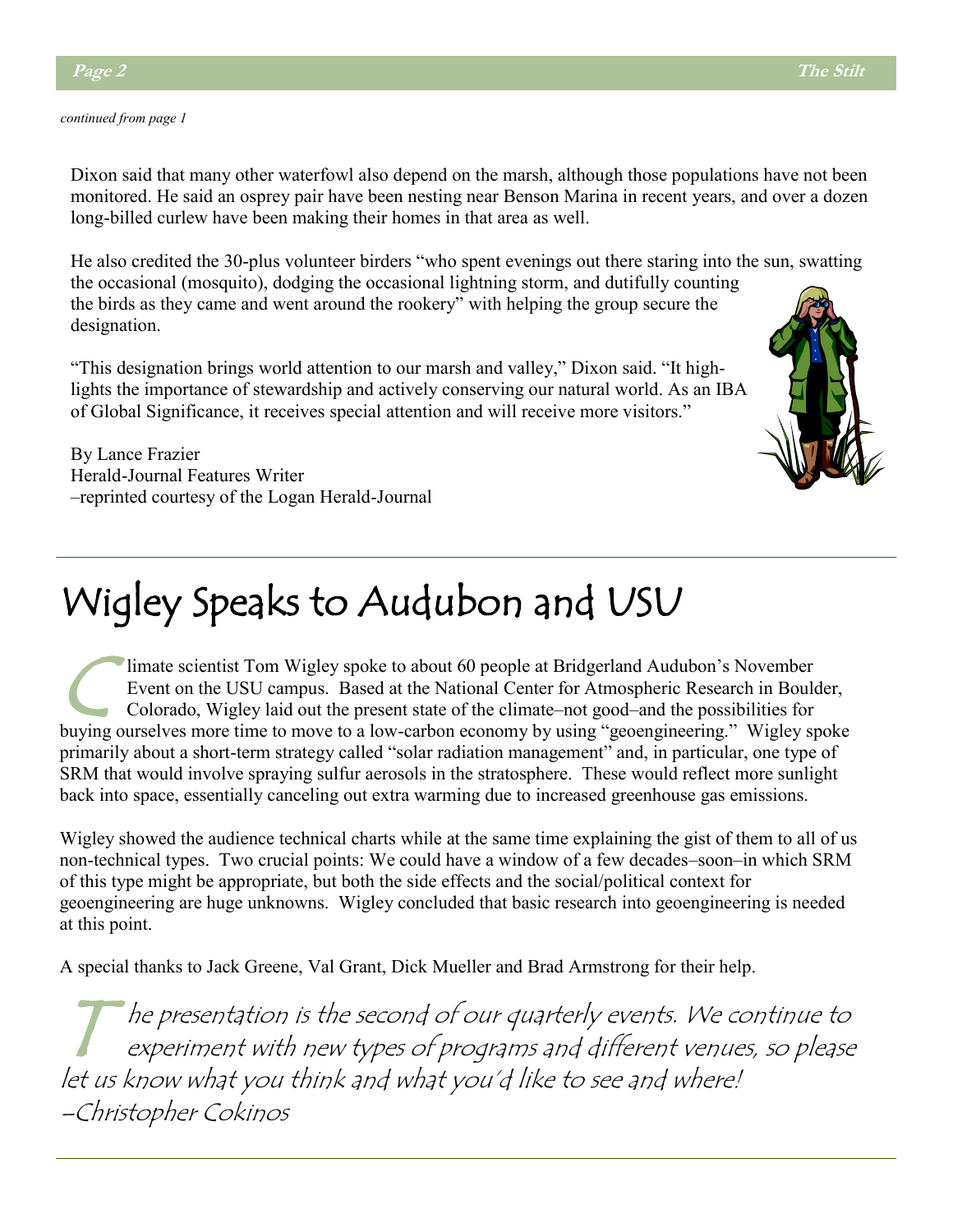*continued from page 1*

Dixon said that many other waterfowl also depend on the marsh, although those populations have not been monitored. He said an osprey pair have been nesting near Benson Marina in recent years, and over a dozen long-billed curlew have been making their homes in that area as well.

He also credited the 30-plus volunteer birders "who spent evenings out there staring into the sun, swatting the occasional (mosquito), dodging the occasional lightning storm, and dutifully counting the birds as they came and went around the rookery" with helping the group secure the designation.

"This designation brings world attention to our marsh and valley," Dixon said. "It highlights the importance of stewardship and actively conserving our natural world. As an IBA of Global Significance, it receives special attention and will receive more visitors."

By Lance Frazier
Herald-Journal Features Writer
–reprinted courtesy of the Logan Herald-Journal

# Wigley Speaks to Audubon and USU

Climate scientist Tom Wigley spoke to about 60 people at Bridgerland Audubon's November Event on the USU campus. Based at the National Center for Atmospheric Research in Boulder, Colorado, Wigley laid out the present state of the climate–not good–and the possibilities for buying ourselves more time to move to a low-carbon economy by using "geoengineering." Wigley spoke primarily about a short-term strategy called "solar radiation management" and, in particular, one type of SRM that would involve spraying sulfur aerosols in the stratosphere. These would reflect more sunlight back into space, essentially canceling out extra warming due to increased greenhouse gas emissions.

Wigley showed the audience technical charts while at the same time explaining the gist of them to all of us non-technical types. Two crucial points: We could have a window of a few decades–soon–in which SRM of this type might be appropriate, but both the side effects and the social/political context for geoengineering are huge unknowns. Wigley concluded that basic research into geoengineering is needed at this point.

A special thanks to Jack Greene, Val Grant, Dick Mueller and Brad Armstrong for their help.

*The presentation is the second of our quarterly events. We continue to experiment with new types of programs and different venues, so please let us know what you think and what you'd like to see and where!*
*–Christopher Cokinos*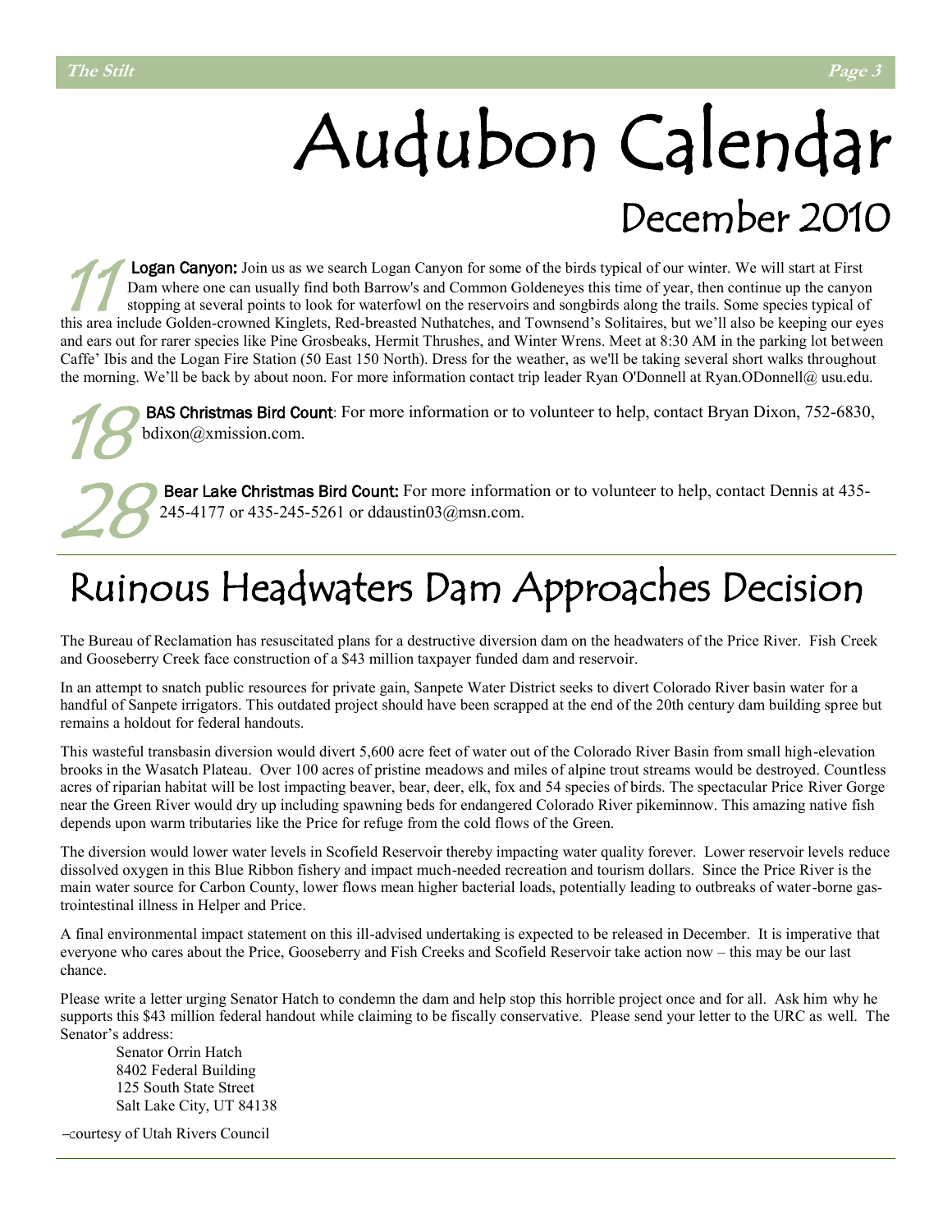# Audubon Calendar

## December 2010

**11** **Logan Canyon:** Join us as we search Logan Canyon for some of the birds typical of our winter. We will start at First Dam where one can usually find both Barrow's and Common Goldeneyes this time of year, then continue up the canyon stopping at several points to look for waterfowl on the reservoirs and songbirds along the trails. Some species typical of this area include Golden-crowned Kinglets, Red-breasted Nuthatches, and Townsend's Solitaires, but we'll also be keeping our eyes and ears out for rarer species like Pine Grosbeaks, Hermit Thrushes, and Winter Wrens. Meet at 8:30 AM in the parking lot between Caffe' Ibis and the Logan Fire Station (50 East 150 North). Dress for the weather, as we'll be taking several short walks throughout the morning. We'll be back by about noon. For more information contact trip leader Ryan O'Donnell at Ryan.ODonnell@ usu.edu.

**18** **BAS Christmas Bird Count**: For more information or to volunteer to help, contact Bryan Dixon, 752-6830, bdixon@xmission.com.

**28** **Bear Lake Christmas Bird Count:** For more information or to volunteer to help, contact Dennis at 435-245-4177 or 435-245-5261 or ddaustin03@msn.com.

# Ruinous Headwaters Dam Approaches Decision

The Bureau of Reclamation has resuscitated plans for a destructive diversion dam on the headwaters of the Price River. Fish Creek and Gooseberry Creek face construction of a $43 million taxpayer funded dam and reservoir.

In an attempt to snatch public resources for private gain, Sanpete Water District seeks to divert Colorado River basin water for a handful of Sanpete irrigators. This outdated project should have been scrapped at the end of the 20th century dam building spree but remains a holdout for federal handouts.

This wasteful transbasin diversion would divert 5,600 acre feet of water out of the Colorado River Basin from small high-elevation brooks in the Wasatch Plateau. Over 100 acres of pristine meadows and miles of alpine trout streams would be destroyed. Countless acres of riparian habitat will be lost impacting beaver, bear, deer, elk, fox and 54 species of birds. The spectacular Price River Gorge near the Green River would dry up including spawning beds for endangered Colorado River pikeminnow. This amazing native fish depends upon warm tributaries like the Price for refuge from the cold flows of the Green.

The diversion would lower water levels in Scofield Reservoir thereby impacting water quality forever. Lower reservoir levels reduce dissolved oxygen in this Blue Ribbon fishery and impact much-needed recreation and tourism dollars. Since the Price River is the main water source for Carbon County, lower flows mean higher bacterial loads, potentially leading to outbreaks of water-borne gastrointestinal illness in Helper and Price.

A final environmental impact statement on this ill-advised undertaking is expected to be released in December. It is imperative that everyone who cares about the Price, Gooseberry and Fish Creeks and Scofield Reservoir take action now – this may be our last chance.

Please write a letter urging Senator Hatch to condemn the dam and help stop this horrible project once and for all. Ask him why he supports this $43 million federal handout while claiming to be fiscally conservative. Please send your letter to the URC as well. The Senator's address:

Senator Orrin Hatch
8402 Federal Building
125 South State Street
Salt Lake City, UT 84138

–courtesy of Utah Rivers Council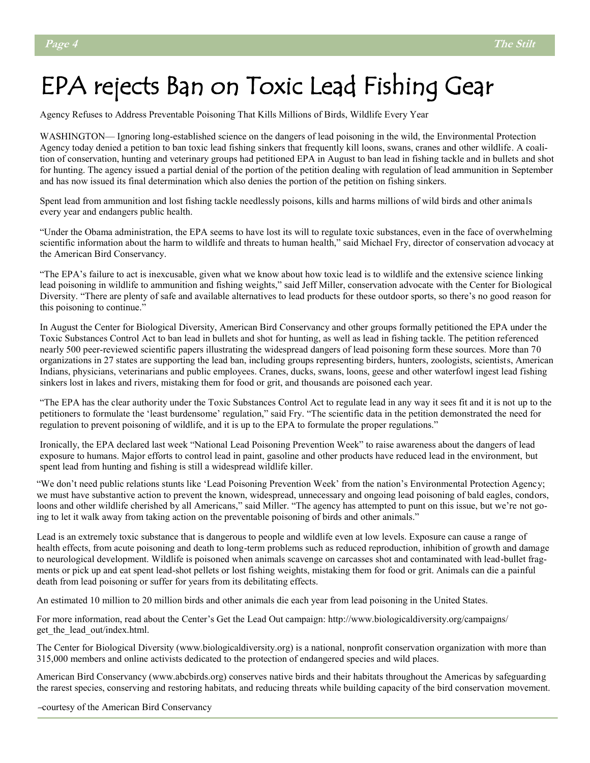# EPA rejects Ban on Toxic Lead Fishing Gear

Agency Refuses to Address Preventable Poisoning That Kills Millions of Birds, Wildlife Every Year

WASHINGTON— Ignoring long-established science on the dangers of lead poisoning in the wild, the Environmental Protection Agency today denied a petition to ban toxic lead fishing sinkers that frequently kill loons, swans, cranes and other wildlife. A coalition of conservation, hunting and veterinary groups had petitioned EPA in August to ban lead in fishing tackle and in bullets and shot for hunting. The agency issued a partial denial of the portion of the petition dealing with regulation of lead ammunition in September and has now issued its final determination which also denies the portion of the petition on fishing sinkers.

Spent lead from ammunition and lost fishing tackle needlessly poisons, kills and harms millions of wild birds and other animals every year and endangers public health.

"Under the Obama administration, the EPA seems to have lost its will to regulate toxic substances, even in the face of overwhelming scientific information about the harm to wildlife and threats to human health," said Michael Fry, director of conservation advocacy at the American Bird Conservancy.

"The EPA's failure to act is inexcusable, given what we know about how toxic lead is to wildlife and the extensive science linking lead poisoning in wildlife to ammunition and fishing weights," said Jeff Miller, conservation advocate with the Center for Biological Diversity. "There are plenty of safe and available alternatives to lead products for these outdoor sports, so there's no good reason for this poisoning to continue."

In August the Center for Biological Diversity, American Bird Conservancy and other groups formally petitioned the EPA under the Toxic Substances Control Act to ban lead in bullets and shot for hunting, as well as lead in fishing tackle. The petition referenced nearly 500 peer-reviewed scientific papers illustrating the widespread dangers of lead poisoning form these sources. More than 70 organizations in 27 states are supporting the lead ban, including groups representing birders, hunters, zoologists, scientists, American Indians, physicians, veterinarians and public employees. Cranes, ducks, swans, loons, geese and other waterfowl ingest lead fishing sinkers lost in lakes and rivers, mistaking them for food or grit, and thousands are poisoned each year.

"The EPA has the clear authority under the Toxic Substances Control Act to regulate lead in any way it sees fit and it is not up to the petitioners to formulate the 'least burdensome' regulation," said Fry. "The scientific data in the petition demonstrated the need for regulation to prevent poisoning of wildlife, and it is up to the EPA to formulate the proper regulations."

Ironically, the EPA declared last week "National Lead Poisoning Prevention Week" to raise awareness about the dangers of lead exposure to humans. Major efforts to control lead in paint, gasoline and other products have reduced lead in the environment, but spent lead from hunting and fishing is still a widespread wildlife killer.

"We don't need public relations stunts like 'Lead Poisoning Prevention Week' from the nation's Environmental Protection Agency; we must have substantive action to prevent the known, widespread, unnecessary and ongoing lead poisoning of bald eagles, condors, loons and other wildlife cherished by all Americans," said Miller. "The agency has attempted to punt on this issue, but we're not going to let it walk away from taking action on the preventable poisoning of birds and other animals."

Lead is an extremely toxic substance that is dangerous to people and wildlife even at low levels. Exposure can cause a range of health effects, from acute poisoning and death to long-term problems such as reduced reproduction, inhibition of growth and damage to neurological development. Wildlife is poisoned when animals scavenge on carcasses shot and contaminated with lead-bullet fragments or pick up and eat spent lead-shot pellets or lost fishing weights, mistaking them for food or grit. Animals can die a painful death from lead poisoning or suffer for years from its debilitating effects.

An estimated 10 million to 20 million birds and other animals die each year from lead poisoning in the United States.

For more information, read about the Center's Get the Lead Out campaign: http://www.biologicaldiversity.org/campaigns/get_the_lead_out/index.html.

The Center for Biological Diversity (www.biologicaldiversity.org) is a national, nonprofit conservation organization with more than 315,000 members and online activists dedicated to the protection of endangered species and wild places.

American Bird Conservancy (www.abcbirds.org) conserves native birds and their habitats throughout the Americas by safeguarding the rarest species, conserving and restoring habitats, and reducing threats while building capacity of the bird conservation movement.

–courtesy of the American Bird Conservancy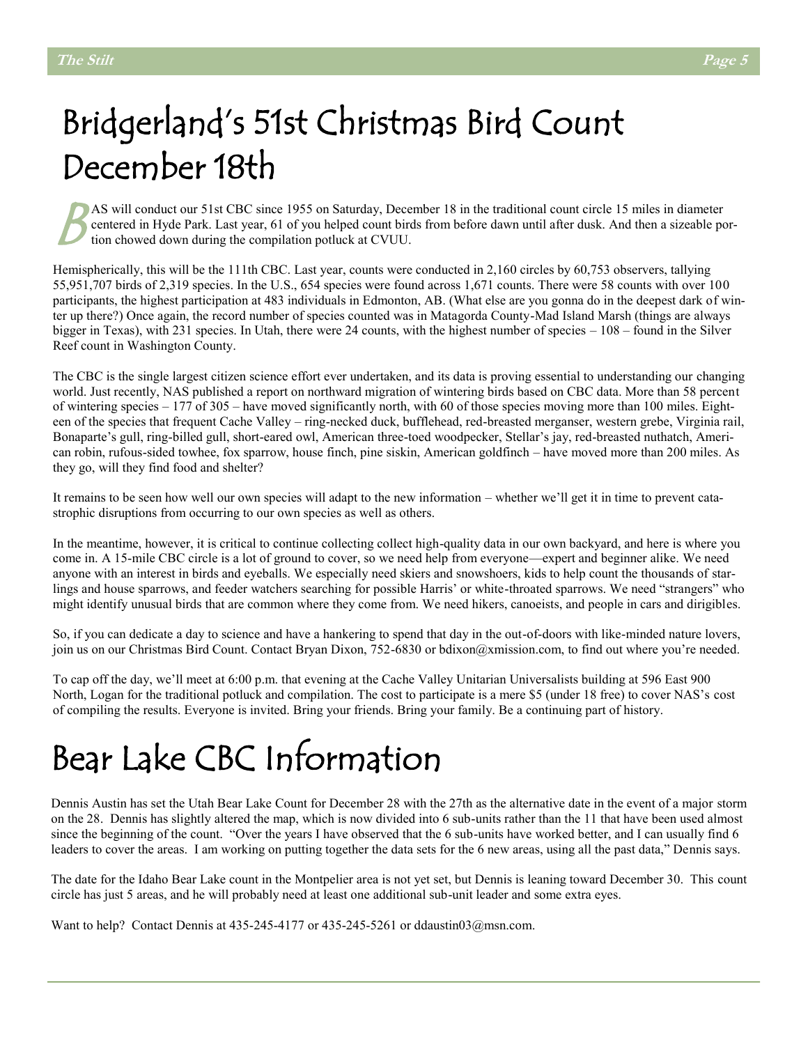# Bridgerland's 51st Christmas Bird Count December 18th

BAS will conduct our 51st CBC since 1955 on Saturday, December 18 in the traditional count circle 15 miles in diameter centered in Hyde Park. Last year, 61 of you helped count birds from before dawn until after dusk. And then a sizeable portion chowed down during the compilation potluck at CVUU.

Hemispherically, this will be the 111th CBC. Last year, counts were conducted in 2,160 circles by 60,753 observers, tallying 55,951,707 birds of 2,319 species. In the U.S., 654 species were found across 1,671 counts. There were 58 counts with over 100 participants, the highest participation at 483 individuals in Edmonton, AB. (What else are you gonna do in the deepest dark of winter up there?) Once again, the record number of species counted was in Matagorda County-Mad Island Marsh (things are always bigger in Texas), with 231 species. In Utah, there were 24 counts, with the highest number of species – 108 – found in the Silver Reef count in Washington County.

The CBC is the single largest citizen science effort ever undertaken, and its data is proving essential to understanding our changing world. Just recently, NAS published a report on northward migration of wintering birds based on CBC data. More than 58 percent of wintering species – 177 of 305 – have moved significantly north, with 60 of those species moving more than 100 miles. Eighteen of the species that frequent Cache Valley – ring-necked duck, bufflehead, red-breasted merganser, western grebe, Virginia rail, Bonaparte's gull, ring-billed gull, short-eared owl, American three-toed woodpecker, Stellar's jay, red-breasted nuthatch, American robin, rufous-sided towhee, fox sparrow, house finch, pine siskin, American goldfinch – have moved more than 200 miles. As they go, will they find food and shelter?

It remains to be seen how well our own species will adapt to the new information – whether we'll get it in time to prevent catastrophic disruptions from occurring to our own species as well as others.

In the meantime, however, it is critical to continue collecting collect high-quality data in our own backyard, and here is where you come in. A 15-mile CBC circle is a lot of ground to cover, so we need help from everyone—expert and beginner alike. We need anyone with an interest in birds and eyeballs. We especially need skiers and snowshoers, kids to help count the thousands of starlings and house sparrows, and feeder watchers searching for possible Harris' or white-throated sparrows. We need "strangers" who might identify unusual birds that are common where they come from. We need hikers, canoeists, and people in cars and dirigibles.

So, if you can dedicate a day to science and have a hankering to spend that day in the out-of-doors with like-minded nature lovers, join us on our Christmas Bird Count. Contact Bryan Dixon, 752-6830 or bdixon@xmission.com, to find out where you're needed.

To cap off the day, we'll meet at 6:00 p.m. that evening at the Cache Valley Unitarian Universalists building at 596 East 900 North, Logan for the traditional potluck and compilation. The cost to participate is a mere $5 (under 18 free) to cover NAS's cost of compiling the results. Everyone is invited. Bring your friends. Bring your family. Be a continuing part of history.

# Bear Lake CBC Information

Dennis Austin has set the Utah Bear Lake Count for December 28 with the 27th as the alternative date in the event of a major storm on the 28. Dennis has slightly altered the map, which is now divided into 6 sub-units rather than the 11 that have been used almost since the beginning of the count. "Over the years I have observed that the 6 sub-units have worked better, and I can usually find 6 leaders to cover the areas. I am working on putting together the data sets for the 6 new areas, using all the past data," Dennis says.

The date for the Idaho Bear Lake count in the Montpelier area is not yet set, but Dennis is leaning toward December 30. This count circle has just 5 areas, and he will probably need at least one additional sub-unit leader and some extra eyes.

Want to help? Contact Dennis at 435-245-4177 or 435-245-5261 or ddaustin03@msn.com.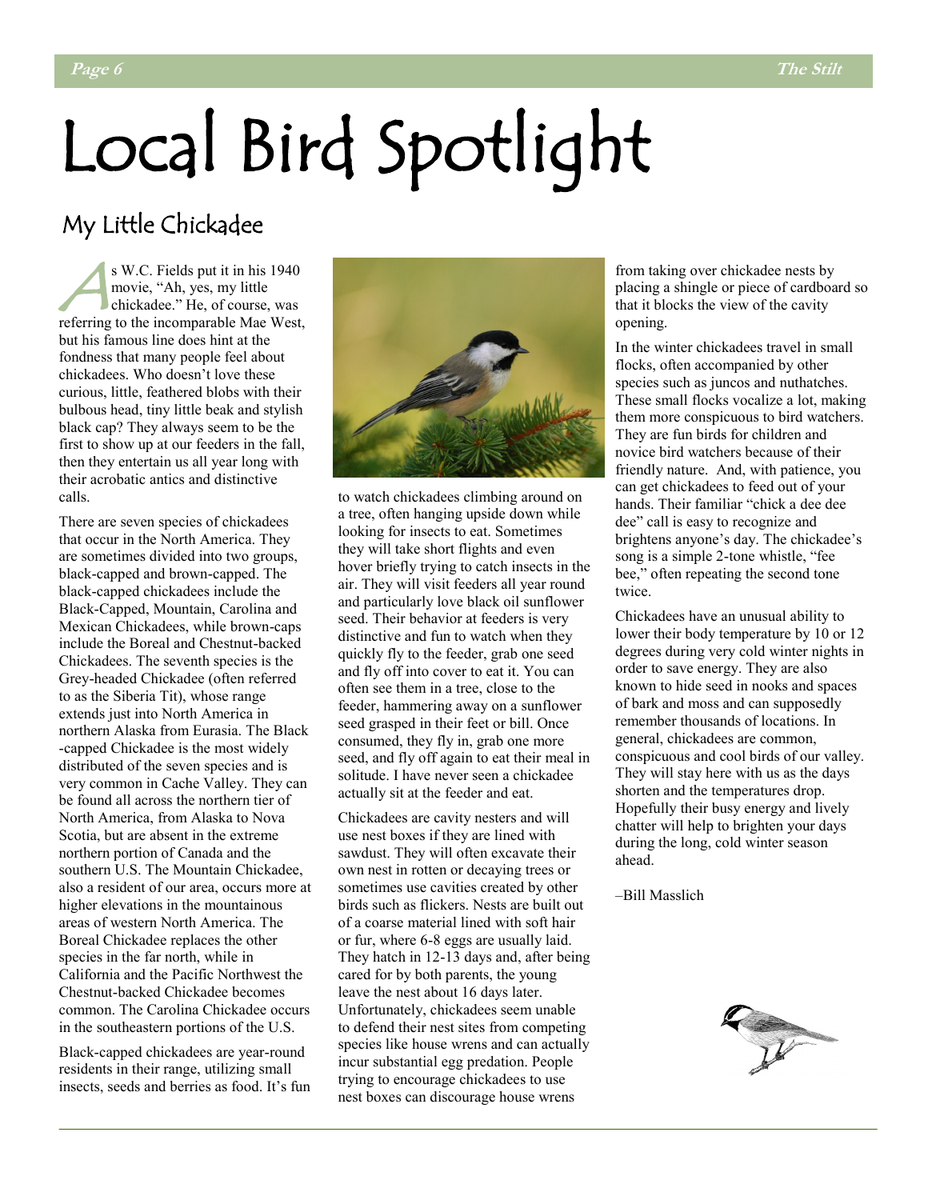# Local Bird Spotlight

## My Little Chickadee

As W.C. Fields put it in his 1940 movie, "Ah, yes, my little chickadee." He, of course, was referring to the incomparable Mae West, but his famous line does hint at the fondness that many people feel about chickadees. Who doesn't love these curious, little, feathered blobs with their bulbous head, tiny little beak and stylish black cap? They always seem to be the first to show up at our feeders in the fall, then they entertain us all year long with their acrobatic antics and distinctive calls.

There are seven species of chickadees that occur in the North America. They are sometimes divided into two groups, black-capped and brown-capped. The black-capped chickadees include the Black-Capped, Mountain, Carolina and Mexican Chickadees, while brown-caps include the Boreal and Chestnut-backed Chickadees. The seventh species is the Grey-headed Chickadee (often referred to as the Siberia Tit), whose range extends just into North America in northern Alaska from Eurasia. The Black -capped Chickadee is the most widely distributed of the seven species and is very common in Cache Valley. They can be found all across the northern tier of North America, from Alaska to Nova Scotia, but are absent in the extreme northern portion of Canada and the southern U.S. The Mountain Chickadee, also a resident of our area, occurs more at higher elevations in the mountainous areas of western North America. The Boreal Chickadee replaces the other species in the far north, while in California and the Pacific Northwest the Chestnut-backed Chickadee becomes common. The Carolina Chickadee occurs in the southeastern portions of the U.S.

Black-capped chickadees are year-round residents in their range, utilizing small insects, seeds and berries as food. It's fun to watch chickadees climbing around on a tree, often hanging upside down while looking for insects to eat. Sometimes they will take short flights and even hover briefly trying to catch insects in the air. They will visit feeders all year round and particularly love black oil sunflower seed. Their behavior at feeders is very distinctive and fun to watch when they quickly fly to the feeder, grab one seed and fly off into cover to eat it. You can often see them in a tree, close to the feeder, hammering away on a sunflower seed grasped in their feet or bill. Once consumed, they fly in, grab one more seed, and fly off again to eat their meal in solitude. I have never seen a chickadee actually sit at the feeder and eat.

Chickadees are cavity nesters and will use nest boxes if they are lined with sawdust. They will often excavate their own nest in rotten or decaying trees or sometimes use cavities created by other birds such as flickers. Nests are built out of a coarse material lined with soft hair or fur, where 6-8 eggs are usually laid. They hatch in 12-13 days and, after being cared for by both parents, the young leave the nest about 16 days later. Unfortunately, chickadees seem unable to defend their nest sites from competing species like house wrens and can actually incur substantial egg predation. People trying to encourage chickadees to use nest boxes can discourage house wrens from taking over chickadee nests by placing a shingle or piece of cardboard so that it blocks the view of the cavity opening.

In the winter chickadees travel in small flocks, often accompanied by other species such as juncos and nuthatches. These small flocks vocalize a lot, making them more conspicuous to bird watchers. They are fun birds for children and novice bird watchers because of their friendly nature. And, with patience, you can get chickadees to feed out of your hands. Their familiar "chick a dee dee dee" call is easy to recognize and brightens anyone's day. The chickadee's song is a simple 2-tone whistle, "fee bee," often repeating the second tone twice.

Chickadees have an unusual ability to lower their body temperature by 10 or 12 degrees during very cold winter nights in order to save energy. They are also known to hide seed in nooks and spaces of bark and moss and can supposedly remember thousands of locations. In general, chickadees are common, conspicuous and cool birds of our valley. They will stay here with us as the days shorten and the temperatures drop. Hopefully their busy energy and lively chatter will help to brighten your days during the long, cold winter season ahead.

–Bill Masslich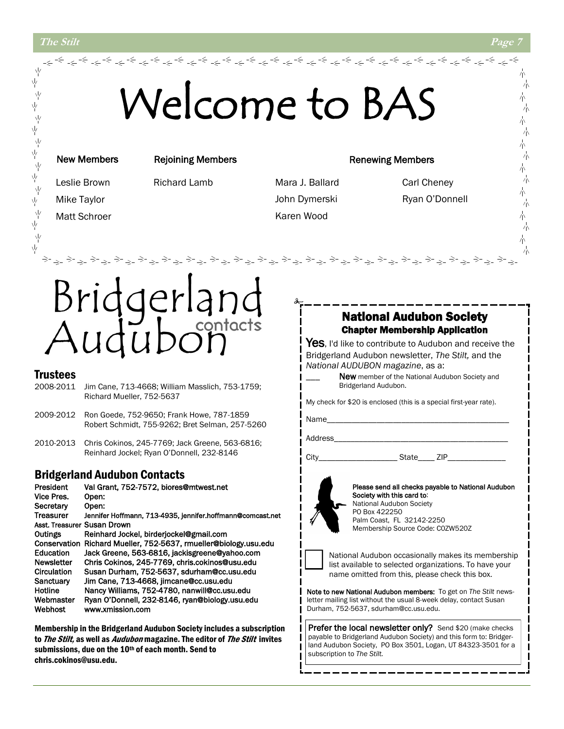# Welcome to BAS

**New Members**

- Leslie Brown
- Mike Taylor
- Matt Schroer

**Rejoining Members**

- Richard Lamb

**Renewing Members**

- Mara J. Ballard
- John Dymerski
- Karen Wood
- Carl Cheney
- Ryan O'Donnell

# Bridgerland Audubon contacts

## Trustees

| | |
|---|---|
| 2008-2011 | Jim Cane, 713-4668; William Masslich, 753-1759; Richard Mueller, 752-5637 |
| 2009-2012 | Ron Goede, 752-9650; Frank Howe, 787-1859 Robert Schmidt, 755-9262; Bret Selman, 257-5260 |
| 2010-2013 | Chris Cokinos, 245-7769; Jack Greene, 563-6816; Reinhard Jockel; Ryan O'Donnell, 232-8146 |

## Bridgerland Audubon Contacts

| | |
|---|---|
| President | Val Grant, 752-7572, biores@mtwest.net |
| Vice Pres. | Open: |
| Secretary | Open: |
| Treasurer | Jennifer Hoffmann, 713-4935, jennifer.hoffmann@comcast.net |
| Asst. Treasurer | Susan Drown |
| Outings | Reinhard Jockel, birderjockel@gmail.com |
| Conservation | Richard Mueller, 752-5637, rmueller@biology.usu.edu |
| Education | Jack Greene, 563-6816, jackisgreene@yahoo.com |
| Newsletter | Chris Cokinos, 245-7769, chris.cokinos@usu.edu |
| Circulation | Susan Durham, 752-5637, sdurham@cc.usu.edu |
| Sanctuary | Jim Cane, 713-4668, jimcane@cc.usu.edu |
| Hotline | Nancy Williams, 752-4780, nanwill@cc.usu.edu |
| Webmaster | Ryan O'Donnell, 232-8146, ryan@biology.usu.edu |
| Webhost | www.xmission.com |

**Membership in the Bridgerland Audubon Society includes a subscription to *The Stilt,* as well as *Audubon* magazine. The editor of *The Stilt* invites submissions, due on the 10th of each month. Send to chris.cokinos@usu.edu.**

## National Audubon Society

### Chapter Membership Application

**Yes**, I'd like to contribute to Audubon and receive the Bridgerland Audubon newsletter, *The Stilt,* and the *National AUDUBON magazine*, as a:

___ **New** member of the National Audubon Society and Bridgerland Audubon.

My check for $20 is enclosed (this is a special first-year rate).

Name_____________________________________________

Address___________________________________________

City___________________ State____ ZIP______________

**Please send all checks payable to National Audubon Society with this card to:**
National Audubon Society
PO Box 422250
Palm Coast, FL 32142-2250
Membership Source Code: C0ZW520Z

☐ National Audubon occasionally makes its membership list available to selected organizations. To have your name omitted from this, please check this box.

**Note to new National Audubon members:** To get on *The Stilt* newsletter mailing list without the usual 8-week delay, contact Susan Durham, 752-5637, sdurham@cc.usu.edu.

**Prefer the local newsletter only?** Send $20 (make checks payable to Bridgerland Audubon Society) and this form to: Bridgerland Audubon Society, PO Box 3501, Logan, UT 84323-3501 for a subscription to *The Stilt.*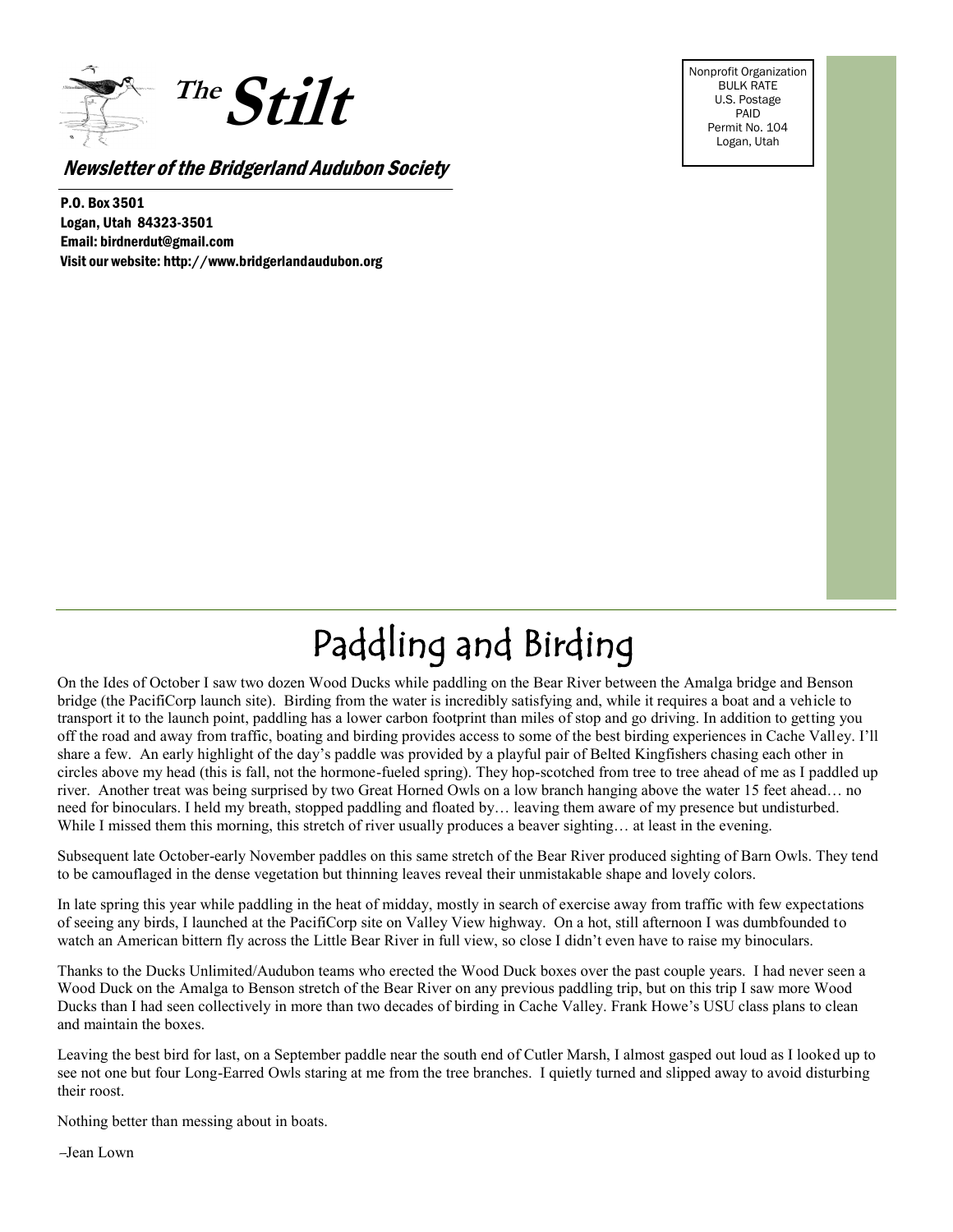# The Stilt

*Newsletter of the Bridgerland Audubon Society*

**P.O. Box 3501**
**Logan, Utah 84323-3501**
**Email: birdnerdut@gmail.com**
**Visit our website: http://www.bridgerlandaudubon.org**

Nonprofit Organization
BULK RATE
U.S. Postage
PAID
Permit No. 104
Logan, Utah

# Paddling and Birding

On the Ides of October I saw two dozen Wood Ducks while paddling on the Bear River between the Amalga bridge and Benson bridge (the PacifiCorp launch site). Birding from the water is incredibly satisfying and, while it requires a boat and a vehicle to transport it to the launch point, paddling has a lower carbon footprint than miles of stop and go driving. In addition to getting you off the road and away from traffic, boating and birding provides access to some of the best birding experiences in Cache Valley. I'll share a few. An early highlight of the day's paddle was provided by a playful pair of Belted Kingfishers chasing each other in circles above my head (this is fall, not the hormone-fueled spring). They hop-scotched from tree to tree ahead of me as I paddled up river. Another treat was being surprised by two Great Horned Owls on a low branch hanging above the water 15 feet ahead… no need for binoculars. I held my breath, stopped paddling and floated by… leaving them aware of my presence but undisturbed. While I missed them this morning, this stretch of river usually produces a beaver sighting… at least in the evening.

Subsequent late October-early November paddles on this same stretch of the Bear River produced sighting of Barn Owls. They tend to be camouflaged in the dense vegetation but thinning leaves reveal their unmistakable shape and lovely colors.

In late spring this year while paddling in the heat of midday, mostly in search of exercise away from traffic with few expectations of seeing any birds, I launched at the PacifiCorp site on Valley View highway. On a hot, still afternoon I was dumbfounded to watch an American bittern fly across the Little Bear River in full view, so close I didn't even have to raise my binoculars.

Thanks to the Ducks Unlimited/Audubon teams who erected the Wood Duck boxes over the past couple years. I had never seen a Wood Duck on the Amalga to Benson stretch of the Bear River on any previous paddling trip, but on this trip I saw more Wood Ducks than I had seen collectively in more than two decades of birding in Cache Valley. Frank Howe's USU class plans to clean and maintain the boxes.

Leaving the best bird for last, on a September paddle near the south end of Cutler Marsh, I almost gasped out loud as I looked up to see not one but four Long-Earred Owls staring at me from the tree branches. I quietly turned and slipped away to avoid disturbing their roost.

Nothing better than messing about in boats.

–Jean Lown